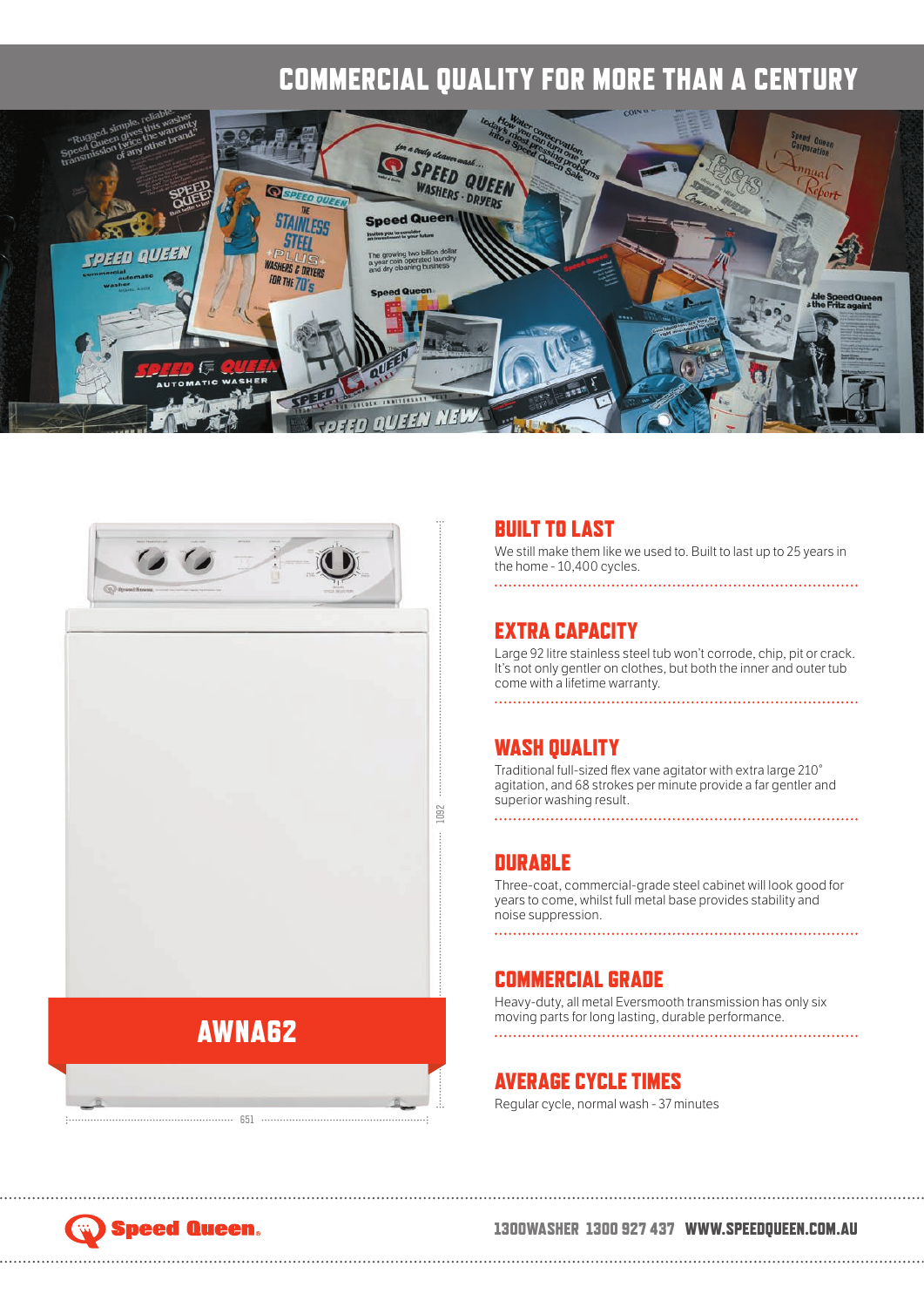# COMMERCIAL QUALITY FOR MORE THAN A CENTURY

AWNA62

1092

651

## BUILT TO LAST

We still make them like we used to. Built to last up to 25 years in the home - 10,400 cycles.

## EXTRA CAPACITY

Large 92 litre stainless steel tub won't corrode, chip, pit or crack. It's not only gentler on clothes, but both the inner and outer tub come with a lifetime warranty.

## WASH QUALITY

Traditional full-sized flex vane agitator with extra large 210° agitation, and 68 strokes per minute provide a far gentler and superior washing result.

## DURABLE

Three-coat, commercial-grade steel cabinet will look good for years to come, whilst full metal base provides stability and noise suppression.

## COMMERCIAL GRADE

Heavy-duty, all metal Eversmooth transmission has only six moving parts for long lasting, durable performance.

## AVERAGE CYCLE TIMES

Regular cycle, normal wash - 37 minutes

Speed Queen.

1300WASHER 1300 927 437 WWW.SPEEDQUEEN.COM.AU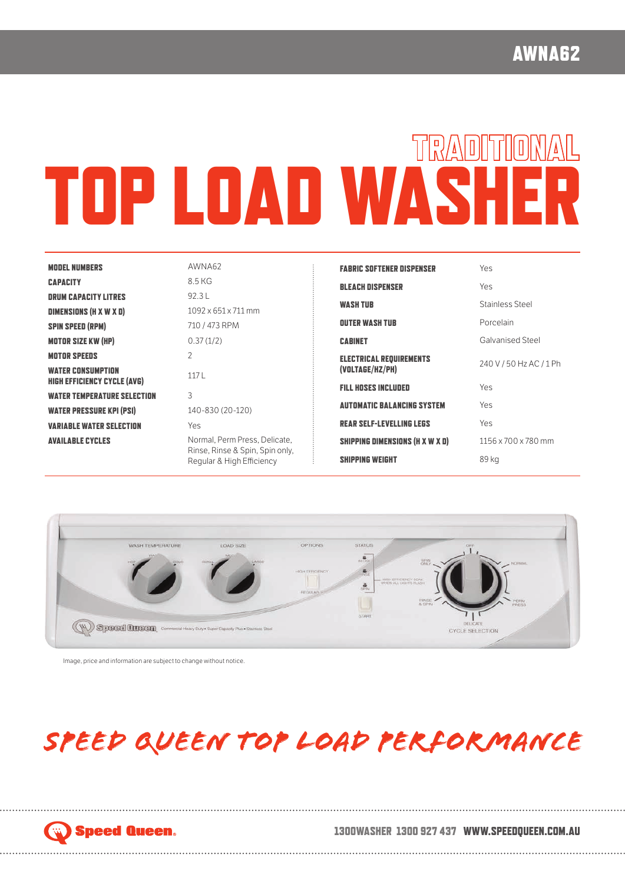AWNA62

# TRADITIONAL TOP LOAD WASHER

| | |
|---|---|
| **MODEL NUMBERS** | AWNA62 |
| **CAPACITY** | 8.5 KG |
| **DRUM CAPACITY LITRES** | 92.3 L |
| **DIMENSIONS (H X W X D)** | 1092 x 651 x 711 mm |
| **SPIN SPEED (RPM)** | 710 / 473 RPM |
| **MOTOR SIZE KW (HP)** | 0.37 (1/2) |
| **MOTOR SPEEDS** | 2 |
| **WATER CONSUMPTION HIGH EFFICIENCY CYCLE (AVG)** | 117 L |
| **WATER TEMPERATURE SELECTION** | 3 |
| **WATER PRESSURE KPI (PSI)** | 140-830 (20-120) |
| **VARIABLE WATER SELECTION** | Yes |
| **AVAILABLE CYCLES** | Normal, Perm Press, Delicate, Rinse, Rinse & Spin, Spin only, Regular & High Efficiency |
| **FABRIC SOFTENER DISPENSER** | Yes |
| **BLEACH DISPENSER** | Yes |
| **WASH TUB** | Stainless Steel |
| **OUTER WASH TUB** | Porcelain |
| **CABINET** | Galvanised Steel |
| **ELECTRICAL REQUIREMENTS (VOLTAGE/HZ/PH)** | 240 V / 50 Hz AC / 1 Ph |
| **FILL HOSES INCLUDED** | Yes |
| **AUTOMATIC BALANCING SYSTEM** | Yes |
| **REAR SELF-LEVELLING LEGS** | Yes |
| **SHIPPING DIMENSIONS (H X W X D)** | 1156 x 700 x 780 mm |
| **SHIPPING WEIGHT** | 89 kg |

Image, price and information are subject to change without notice.

## SPEED QUEEN TOP LOAD PERFORMANCE

Speed Queen. 1300WASHER 1300 927 437 WWW.SPEEDQUEEN.COM.AU